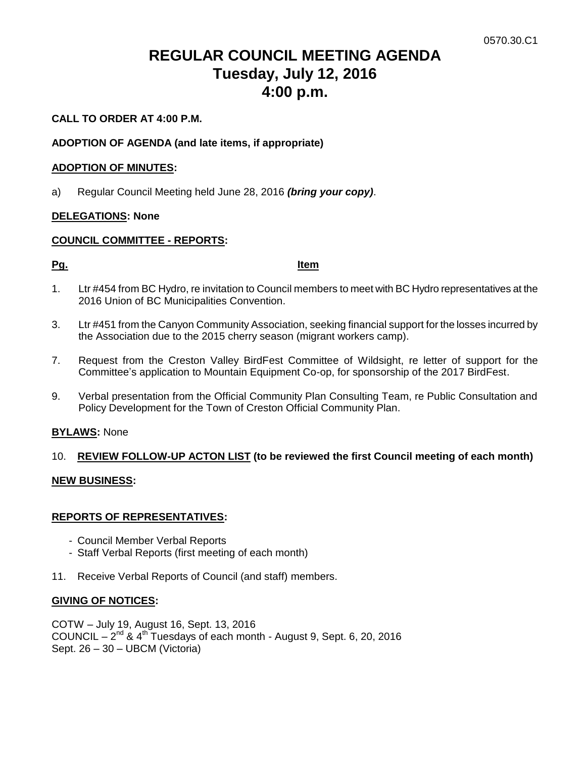0570.30.C1

# REGULAR COUNCIL MEETING AGENDA
# Tuesday, July 12, 2016
# 4:00 p.m.

**CALL TO ORDER AT 4:00 P.M.**

**ADOPTION OF AGENDA (and late items, if appropriate)**

**<u>ADOPTION OF MINUTES</u>:**

a) Regular Council Meeting held June 28, 2016 ***(bring your copy)***.

**<u>DELEGATIONS</u>: None**

**<u>COUNCIL COMMITTEE - REPORTS</u>:**

| **<u>Pg.</u>** | **<u>Item</u>** |
|---|---|
| 1. | Ltr #454 from BC Hydro, re invitation to Council members to meet with BC Hydro representatives at the 2016 Union of BC Municipalities Convention. |
| 3. | Ltr #451 from the Canyon Community Association, seeking financial support for the losses incurred by the Association due to the 2015 cherry season (migrant workers camp). |
| 7. | Request from the Creston Valley BirdFest Committee of Wildsight, re letter of support for the Committee's application to Mountain Equipment Co-op, for sponsorship of the 2017 BirdFest. |
| 9. | Verbal presentation from the Official Community Plan Consulting Team, re Public Consultation and Policy Development for the Town of Creston Official Community Plan. |

**<u>BYLAWS</u>:** None

10. **<u>REVIEW FOLLOW-UP ACTON LIST</u> (to be reviewed the first Council meeting of each month)**

**<u>NEW BUSINESS</u>:**

**<u>REPORTS OF REPRESENTATIVES</u>:**

- Council Member Verbal Reports
- Staff Verbal Reports (first meeting of each month)

11. Receive Verbal Reports of Council (and staff) members.

**<u>GIVING OF NOTICES</u>:**

COTW – July 19, August 16, Sept. 13, 2016
COUNCIL – 2nd & 4th Tuesdays of each month - August 9, Sept. 6, 20, 2016
Sept. 26 – 30 – UBCM (Victoria)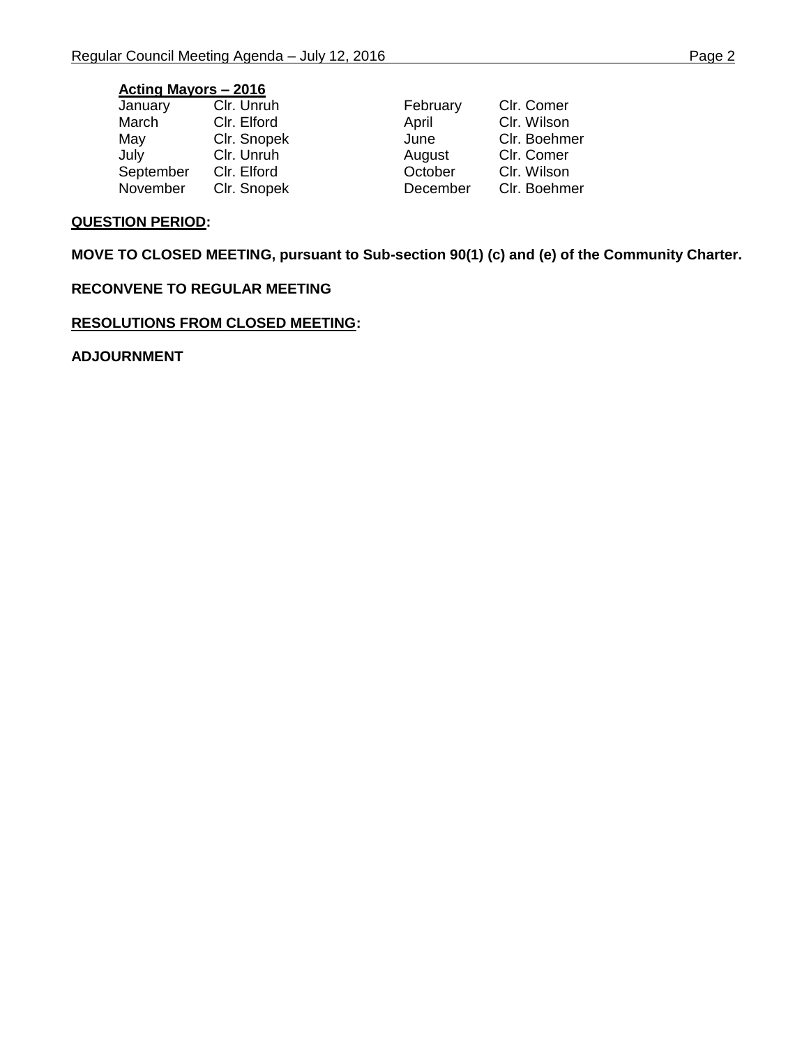**Acting Mayors – 2016**

| | | | |
|---|---|---|---|
| January | Clr. Unruh | February | Clr. Comer |
| March | Clr. Elford | April | Clr. Wilson |
| May | Clr. Snopek | June | Clr. Boehmer |
| July | Clr. Unruh | August | Clr. Comer |
| September | Clr. Elford | October | Clr. Wilson |
| November | Clr. Snopek | December | Clr. Boehmer |

**QUESTION PERIOD:**

**MOVE TO CLOSED MEETING, pursuant to Sub-section 90(1) (c) and (e) of the Community Charter.**

**RECONVENE TO REGULAR MEETING**

**RESOLUTIONS FROM CLOSED MEETING:**

**ADJOURNMENT**